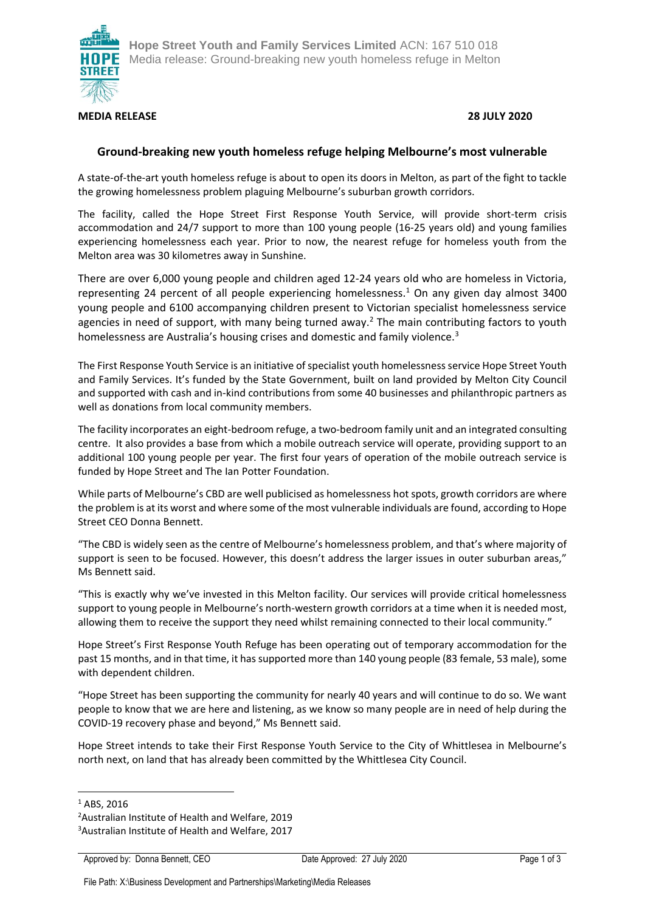**Hope Street Youth and Family Services Limited** ACN: 167 510 018
Media release: Ground-breaking new youth homeless refuge in Melton

**MEDIA RELEASE** **28 JULY 2020**

## Ground-breaking new youth homeless refuge helping Melbourne's most vulnerable

A state-of-the-art youth homeless refuge is about to open its doors in Melton, as part of the fight to tackle the growing homelessness problem plaguing Melbourne's suburban growth corridors.

The facility, called the Hope Street First Response Youth Service, will provide short-term crisis accommodation and 24/7 support to more than 100 young people (16-25 years old) and young families experiencing homelessness each year. Prior to now, the nearest refuge for homeless youth from the Melton area was 30 kilometres away in Sunshine.

There are over 6,000 young people and children aged 12-24 years old who are homeless in Victoria, representing 24 percent of all people experiencing homelessness.[1] On any given day almost 3400 young people and 6100 accompanying children present to Victorian specialist homelessness service agencies in need of support, with many being turned away.[2] The main contributing factors to youth homelessness are Australia's housing crises and domestic and family violence.[3]

The First Response Youth Service is an initiative of specialist youth homelessness service Hope Street Youth and Family Services. It's funded by the State Government, built on land provided by Melton City Council and supported with cash and in-kind contributions from some 40 businesses and philanthropic partners as well as donations from local community members.

The facility incorporates an eight-bedroom refuge, a two-bedroom family unit and an integrated consulting centre. It also provides a base from which a mobile outreach service will operate, providing support to an additional 100 young people per year. The first four years of operation of the mobile outreach service is funded by Hope Street and The Ian Potter Foundation.

While parts of Melbourne's CBD are well publicised as homelessness hot spots, growth corridors are where the problem is at its worst and where some of the most vulnerable individuals are found, according to Hope Street CEO Donna Bennett.

"The CBD is widely seen as the centre of Melbourne's homelessness problem, and that's where majority of support is seen to be focused. However, this doesn't address the larger issues in outer suburban areas," Ms Bennett said.

"This is exactly why we've invested in this Melton facility. Our services will provide critical homelessness support to young people in Melbourne's north-western growth corridors at a time when it is needed most, allowing them to receive the support they need whilst remaining connected to their local community."

Hope Street's First Response Youth Refuge has been operating out of temporary accommodation for the past 15 months, and in that time, it has supported more than 140 young people (83 female, 53 male), some with dependent children.

"Hope Street has been supporting the community for nearly 40 years and will continue to do so. We want people to know that we are here and listening, as we know so many people are in need of help during the COVID-19 recovery phase and beyond," Ms Bennett said.

Hope Street intends to take their First Response Youth Service to the City of Whittlesea in Melbourne's north next, on land that has already been committed by the Whittlesea City Council.

---

[1] ABS, 2016
[2] Australian Institute of Health and Welfare, 2019
[3] Australian Institute of Health and Welfare, 2017

Approved by: Donna Bennett, CEO    Date Approved: 27 July 2020

File Path: X:\Business Development and Partnerships\Marketing\Media Releases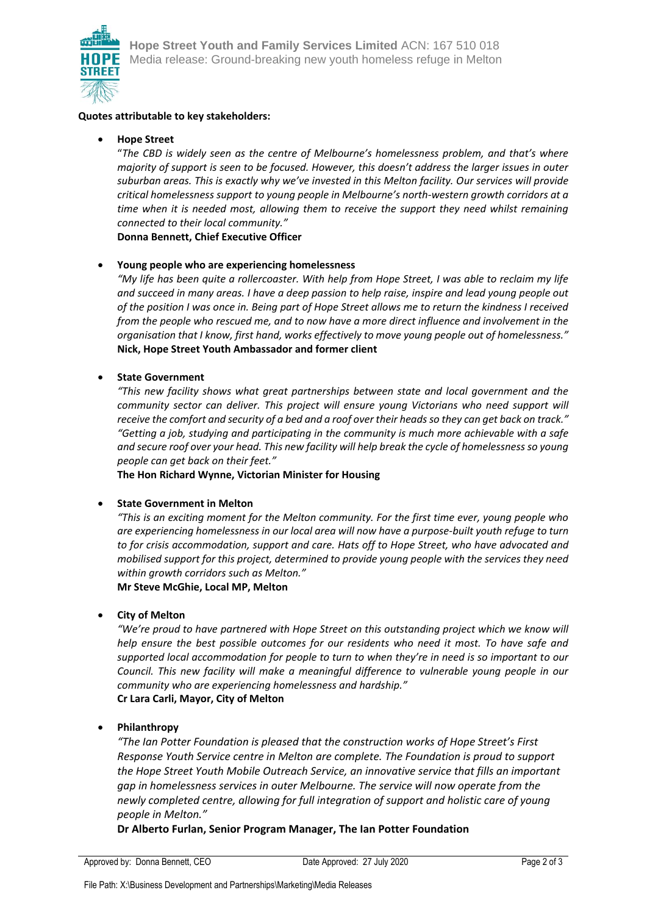**Quotes attributable to key stakeholders:**

- **Hope Street**

  "*The CBD is widely seen as the centre of Melbourne's homelessness problem, and that's where majority of support is seen to be focused. However, this doesn't address the larger issues in outer suburban areas. This is exactly why we've invested in this Melton facility. Our services will provide critical homelessness support to young people in Melbourne's north-western growth corridors at a time when it is needed most, allowing them to receive the support they need whilst remaining connected to their local community.*"

  **Donna Bennett, Chief Executive Officer**

- **Young people who are experiencing homelessness**

  *"My life has been quite a rollercoaster. With help from Hope Street, I was able to reclaim my life and succeed in many areas. I have a deep passion to help raise, inspire and lead young people out of the position I was once in. Being part of Hope Street allows me to return the kindness I received from the people who rescued me, and to now have a more direct influence and involvement in the organisation that I know, first hand, works effectively to move young people out of homelessness."*

  **Nick, Hope Street Youth Ambassador and former client**

- **State Government**

  *"This new facility shows what great partnerships between state and local government and the community sector can deliver. This project will ensure young Victorians who need support will receive the comfort and security of a bed and a roof over their heads so they can get back on track."*

  *"Getting a job, studying and participating in the community is much more achievable with a safe and secure roof over your head. This new facility will help break the cycle of homelessness so young people can get back on their feet."*

  **The Hon Richard Wynne, Victorian Minister for Housing**

- **State Government in Melton**

  *"This is an exciting moment for the Melton community. For the first time ever, young people who are experiencing homelessness in our local area will now have a purpose-built youth refuge to turn to for crisis accommodation, support and care. Hats off to Hope Street, who have advocated and mobilised support for this project, determined to provide young people with the services they need within growth corridors such as Melton."*

  **Mr Steve McGhie, Local MP, Melton**

- **City of Melton**

  *"We're proud to have partnered with Hope Street on this outstanding project which we know will help ensure the best possible outcomes for our residents who need it most. To have safe and supported local accommodation for people to turn to when they're in need is so important to our Council. This new facility will make a meaningful difference to vulnerable young people in our community who are experiencing homelessness and hardship."*

  **Cr Lara Carli, Mayor, City of Melton**

- **Philanthropy**

  *"The Ian Potter Foundation is pleased that the construction works of Hope Street's First Response Youth Service centre in Melton are complete. The Foundation is proud to support the Hope Street Youth Mobile Outreach Service, an innovative service that fills an important gap in homelessness services in outer Melbourne. The service will now operate from the newly completed centre, allowing for full integration of support and holistic care of young people in Melton."*

  **Dr Alberto Furlan, Senior Program Manager, The Ian Potter Foundation**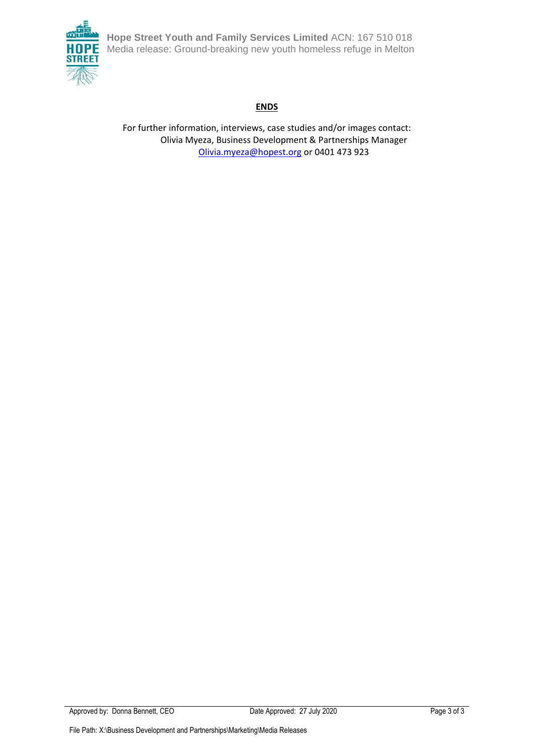**ENDS**

For further information, interviews, case studies and/or images contact:
Olivia Myeza, Business Development & Partnerships Manager
Olivia.myeza@hopest.org or 0401 473 923